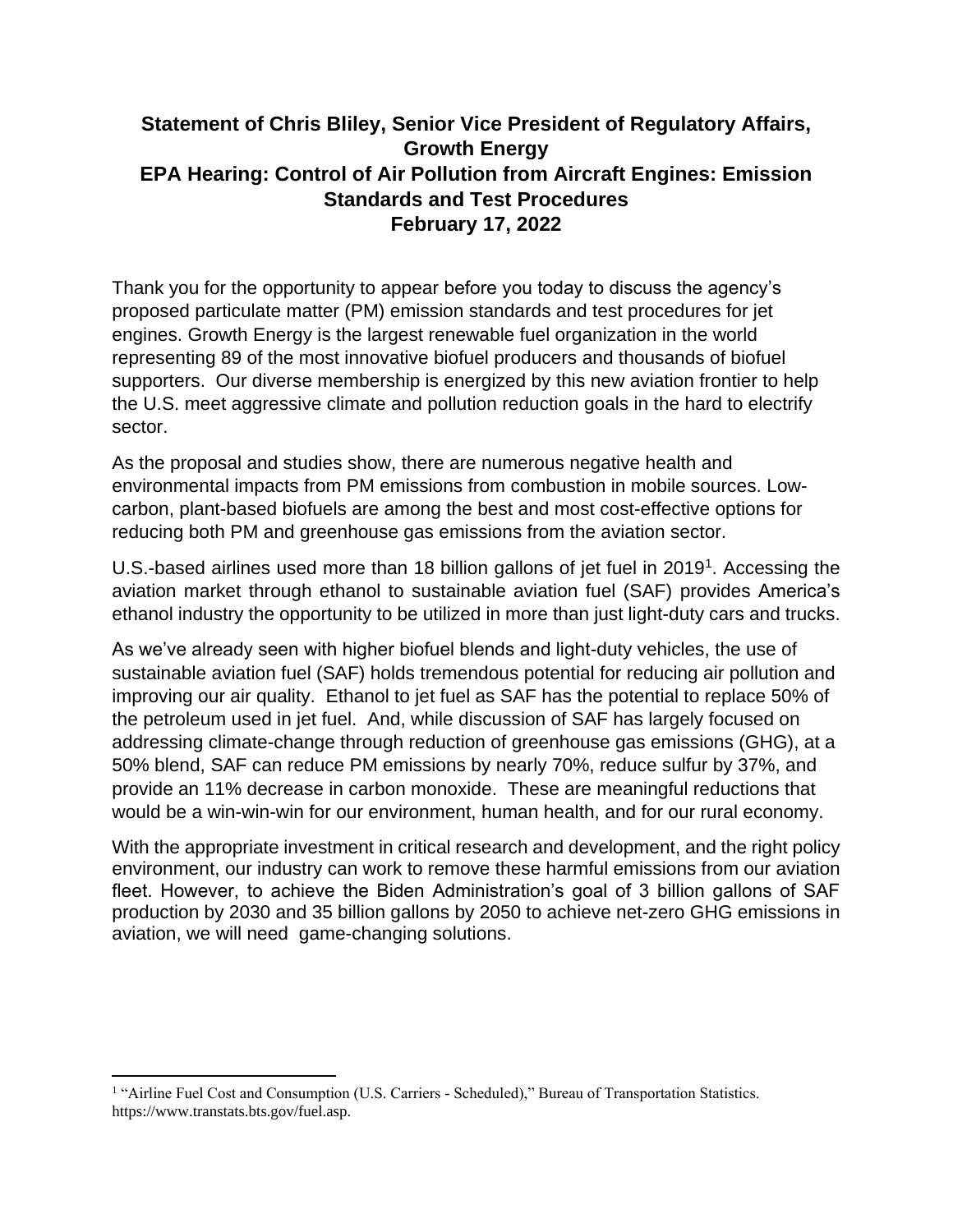**Statement of Chris Bliley, Senior Vice President of Regulatory Affairs, Growth Energy**
**EPA Hearing: Control of Air Pollution from Aircraft Engines: Emission Standards and Test Procedures**
**February 17, 2022**

Thank you for the opportunity to appear before you today to discuss the agency's proposed particulate matter (PM) emission standards and test procedures for jet engines. Growth Energy is the largest renewable fuel organization in the world representing 89 of the most innovative biofuel producers and thousands of biofuel supporters. Our diverse membership is energized by this new aviation frontier to help the U.S. meet aggressive climate and pollution reduction goals in the hard to electrify sector.

As the proposal and studies show, there are numerous negative health and environmental impacts from PM emissions from combustion in mobile sources. Low-carbon, plant-based biofuels are among the best and most cost-effective options for reducing both PM and greenhouse gas emissions from the aviation sector.

U.S.-based airlines used more than 18 billion gallons of jet fuel in 2019[1]. Accessing the aviation market through ethanol to sustainable aviation fuel (SAF) provides America's ethanol industry the opportunity to be utilized in more than just light-duty cars and trucks.

As we've already seen with higher biofuel blends and light-duty vehicles, the use of sustainable aviation fuel (SAF) holds tremendous potential for reducing air pollution and improving our air quality. Ethanol to jet fuel as SAF has the potential to replace 50% of the petroleum used in jet fuel. And, while discussion of SAF has largely focused on addressing climate-change through reduction of greenhouse gas emissions (GHG), at a 50% blend, SAF can reduce PM emissions by nearly 70%, reduce sulfur by 37%, and provide an 11% decrease in carbon monoxide. These are meaningful reductions that would be a win-win-win for our environment, human health, and for our rural economy.

With the appropriate investment in critical research and development, and the right policy environment, our industry can work to remove these harmful emissions from our aviation fleet. However, to achieve the Biden Administration's goal of 3 billion gallons of SAF production by 2030 and 35 billion gallons by 2050 to achieve net-zero GHG emissions in aviation, we will need game-changing solutions.

---

[1] "Airline Fuel Cost and Consumption (U.S. Carriers - Scheduled)," Bureau of Transportation Statistics. https://www.transtats.bts.gov/fuel.asp.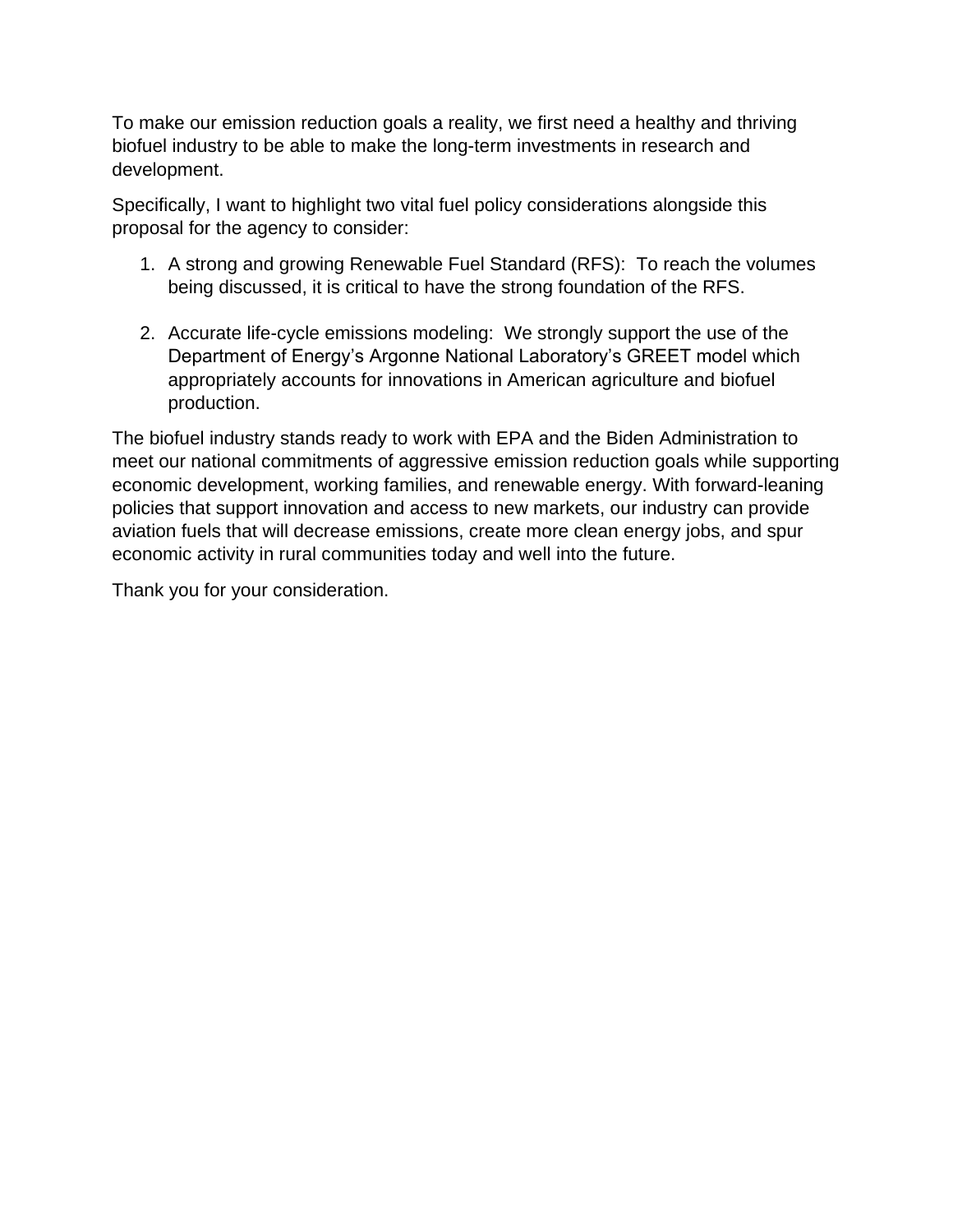To make our emission reduction goals a reality, we first need a healthy and thriving biofuel industry to be able to make the long-term investments in research and development.

Specifically, I want to highlight two vital fuel policy considerations alongside this proposal for the agency to consider:

1. A strong and growing Renewable Fuel Standard (RFS): To reach the volumes being discussed, it is critical to have the strong foundation of the RFS.

2. Accurate life-cycle emissions modeling: We strongly support the use of the Department of Energy's Argonne National Laboratory's GREET model which appropriately accounts for innovations in American agriculture and biofuel production.

The biofuel industry stands ready to work with EPA and the Biden Administration to meet our national commitments of aggressive emission reduction goals while supporting economic development, working families, and renewable energy. With forward-leaning policies that support innovation and access to new markets, our industry can provide aviation fuels that will decrease emissions, create more clean energy jobs, and spur economic activity in rural communities today and well into the future.

Thank you for your consideration.